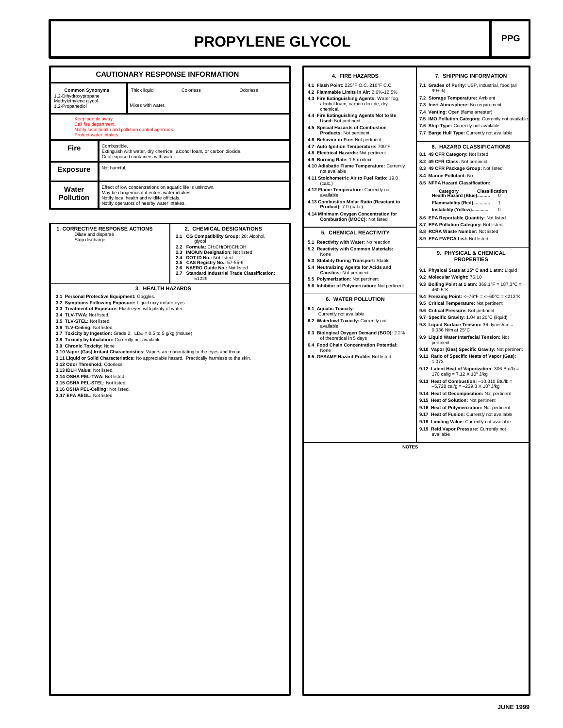# PROPYLENE GLYCOL

**PPG**

## CAUTIONARY RESPONSE INFORMATION

| Common Synonyms | Thick liquid | Colorless | Odorless |
|---|---|---|---|
| 1,2-Dihydroxypropane<br>Methylethylene glycol<br>1,2-Propanediol | Mixes with water. | | |

Keep people away.
Call fire department.
Notify local health and pollution control agencies.
Protect water intakes.

| | |
|---|---|
| **Fire** | Combustible.<br>Extinguish with water, dry chemical, alcohol foam, or carbon dioxide.<br>Cool exposed containers with water. |
| **Exposure** | Not harmful. |
| **Water Pollution** | Effect of low concentrations on aquatic life is unknown.<br>May be dangerous if it enters water intakes.<br>Notify local health and wildlife officials.<br>Notify operators of nearby water intakes. |

### 1. CORRECTIVE RESPONSE ACTIONS

Dilute and disperse
Stop discharge

### 2. CHEMICAL DESIGNATIONS

- **2.1 CG Compatibility Group:** 20; Alcohol, glycol
- **2.2 Formula:** $CH_3CH(OH)CH_2OH$
- **2.3 IMO/UN Designation:** Not listed
- **2.4 DOT ID No.:** Not listed
- **2.5 CAS Registry No.:** 57-55-6
- **2.6 NAERG Guide No.:** Not listed
- **2.7 Standard Industrial Trade Classification:** 51229

### 3. HEALTH HAZARDS

- **3.1 Personal Protective Equipment:** Goggles.
- **3.2 Symptoms Following Exposure:** Liquid may irritate eyes.
- **3.3 Treatment of Exposure:** Flush eyes with plenty of water.
- **3.4 TLV-TWA:** Not listed.
- **3.5 TLV-STEL:** Not listed.
- **3.6 TLV-Ceiling:** Not listed.
- **3.7 Toxicity by Ingestion:** Grade 2; $LD_{50}$ = 0.5 to 5 g/kg (mouse)
- **3.8 Toxicity by Inhalation:** Currently not available.
- **3.9 Chronic Toxicity:** None
- **3.10 Vapor (Gas) Irritant Characteristics:** Vapors are nonirritating to the eyes and throat.
- **3.11 Liquid or Solid Characteristics:** No appreciable hazard. Practically harmless to the skin.
- **3.12 Odor Threshold:** Odorless
- **3.13 IDLH Value:** Not listed.
- **3.14 OSHA PEL-TWA:** Not listed.
- **3.15 OSHA PEL-STEL:** Not listed.
- **3.16 OSHA PEL-Ceiling:** Not listed.
- **3.17 EPA AEGL:** Not listed

### 4. FIRE HAZARDS

- **4.1 Flash Point:** 225°F O.C. 210°F C.C.
- **4.2 Flammable Limits in Air:** 2.6%-12.5%
- **4.3 Fire Extinguishing Agents:** Water fog, alcohol foam, carbon dioxide, dry chemical.
- **4.4 Fire Extinguishing Agents Not to Be Used:** Not pertinent
- **4.5 Special Hazards of Combustion Products:** Not pertinent
- **4.6 Behavior in Fire:** Not pertinent
- **4.7 Auto Ignition Temperature:** 700°F
- **4.8 Electrical Hazards:** Not pertinent
- **4.9 Burning Rate:** 1.5 mm/min.
- **4.10 Adiabatic Flame Temperature:** Currently not available
- **4.11 Stoichometric Air to Fuel Ratio:** 19.0 (calc.)
- **4.12 Flame Temperature:** Currently not available
- **4.13 Combustion Molar Ratio (Reactant to Product):** 7.0 (calc.)
- **4.14 Minimum Oxygen Concentration for Combustion (MOCC):** Not listed

### 5. CHEMICAL REACTIVITY

- **5.1 Reactivity with Water:** No reaction
- **5.2 Reactivity with Common Materials:** None
- **5.3 Stability During Transport:** Stable
- **5.4 Neutralizing Agents for Acids and Caustics:** Not pertinent
- **5.5 Polymerization:** Not pertinent
- **5.6 Inhibitor of Polymerization:** Not pertinent

### 6. WATER POLLUTION

- **6.1 Aquatic Toxicity:** Currently not available
- **6.2 Waterfowl Toxicity:** Currently not available
- **6.3 Biological Oxygen Demand (BOD):** 2.2% of theoretical in 5 days
- **6.4 Food Chain Concentration Potential:** None
- **6.5 GESAMP Hazard Profile:** Not listed

### 7. SHIPPING INFORMATION

- **7.1 Grades of Purity:** USP, industrial, food (all 99+%)
- **7.2 Storage Temperature:** Ambient
- **7.3 Inert Atmosphere:** No requirement
- **7.4 Venting:** Open (flame arrester)
- **7.5 IMO Pollution Category:** Currently not available
- **7.6 Ship Type:** Currently not available
- **7.7 Barge Hull Type:** Currently not available

### 8. HAZARD CLASSIFICATIONS

- **8.1 49 CFR Category:** Not listed
- **8.2 49 CFR Class:** Not pertinent
- **8.3 49 CFR Package Group:** Not listed.
- **8.4 Marine Pollutant:** No
- **8.5 NFPA Hazard Classification:**

| Category | Classification |
|---|---|
| Health Hazard (Blue).......... | 0 |
| Flammability (Red)............ | 1 |
| Instability (Yellow)............ | 0 |

- **8.6 EPA Reportable Quantity:** Not listed.
- **8.7 EPA Pollution Category:** Not listed.
- **8.8 RCRA Waste Number:** Not listed
- **8.9 EPA FWPCA List:** Not listed

### 9. PHYSICAL & CHEMICAL PROPERTIES

- **9.1 Physical State at 15° C and 1 atm:** Liquid
- **9.2 Molecular Weight:** 76.10
- **9.3 Boiling Point at 1 atm:** 369.1°F = 187.3°C = 460.5°K
- **9.4 Freezing Point:** <–76°F = <–60°C = <213°K
- **9.5 Critical Temperature:** Not pertinent
- **9.6 Critical Pressure:** Not pertinent
- **9.7 Specific Gravity:** 1.04 at 20°C (liquid)
- **9.8 Liquid Surface Tension:** 36 dynes/cm = 0.036 N/m at 25°C
- **9.9 Liquid Water Interfacial Tension:** Not pertinent
- **9.10 Vapor (Gas) Specific Gravity:** Not pertinent
- **9.11 Ratio of Specific Heats of Vapor (Gas):** 1.073
- **9.12 Latent Heat of Vaporization:** 306 Btu/lb = 170 cal/g = $7.12 \times 10^5$ J/kg
- **9.13 Heat of Combustion:** –10,310 Btu/lb = –5,728 cal/g = $-239.8 \times 10^5$ J/kg
- **9.14 Heat of Decomposition:** Not pertinent
- **9.15 Heat of Solution:** Not pertinent
- **9.16 Heat of Polymerization:** Not pertinent
- **9.17 Heat of Fusion:** Currently not available
- **9.18 Limiting Value:** Currently not available
- **9.19 Reid Vapor Pressure:** Currently not available

### NOTES

JUNE 1999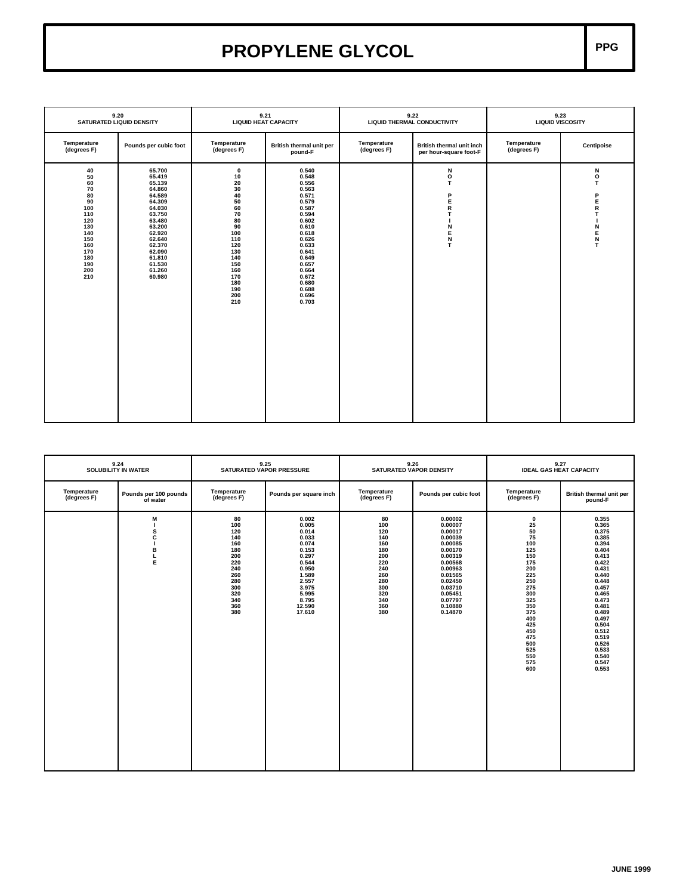# PROPYLENE GLYCOL

PPG

| 9.20 SATURATED LIQUID DENSITY | | 9.21 LIQUID HEAT CAPACITY | | 9.22 LIQUID THERMAL CONDUCTIVITY | | 9.23 LIQUID VISCOSITY | |
|---|---|---|---|---|---|---|---|
| Temperature (degrees F) | Pounds per cubic foot | Temperature (degrees F) | British thermal unit per pound-F | Temperature (degrees F) | British thermal unit inch per hour-square foot-F | Temperature (degrees F) | Centipoise |
| 40 | 65.700 | 0 | 0.540 | | NOT PERTINENT | | NOT PERTINENT |
| 50 | 65.419 | 10 | 0.548 | | | | |
| 60 | 65.139 | 20 | 0.556 | | | | |
| 70 | 64.860 | 30 | 0.563 | | | | |
| 80 | 64.589 | 40 | 0.571 | | | | |
| 90 | 64.309 | 50 | 0.579 | | | | |
| 100 | 64.030 | 60 | 0.587 | | | | |
| 110 | 63.750 | 70 | 0.594 | | | | |
| 120 | 63.480 | 80 | 0.602 | | | | |
| 130 | 63.200 | 90 | 0.610 | | | | |
| 140 | 62.920 | 100 | 0.618 | | | | |
| 150 | 62.640 | 110 | 0.626 | | | | |
| 160 | 62.370 | 120 | 0.633 | | | | |
| 170 | 62.090 | 130 | 0.641 | | | | |
| 180 | 61.810 | 140 | 0.649 | | | | |
| 190 | 61.530 | 150 | 0.657 | | | | |
| 200 | 61.260 | 160 | 0.664 | | | | |
| 210 | 60.980 | 170 | 0.672 | | | | |
| | | 180 | 0.680 | | | | |
| | | 190 | 0.688 | | | | |
| | | 200 | 0.696 | | | | |
| | | 210 | 0.703 | | | | |

| 9.24 SOLUBILITY IN WATER | | 9.25 SATURATED VAPOR PRESSURE | | 9.26 SATURATED VAPOR DENSITY | | 9.27 IDEAL GAS HEAT CAPACITY | |
|---|---|---|---|---|---|---|---|
| Temperature (degrees F) | Pounds per 100 pounds of water | Temperature (degrees F) | Pounds per square inch | Temperature (degrees F) | Pounds per cubic foot | Temperature (degrees F) | British thermal unit per pound-F |
| | MISCIBLE | 80 | 0.002 | 80 | 0.00002 | 0 | 0.355 |
| | | 100 | 0.005 | 100 | 0.00007 | 25 | 0.365 |
| | | 120 | 0.014 | 120 | 0.00017 | 50 | 0.375 |
| | | 140 | 0.033 | 140 | 0.00039 | 75 | 0.385 |
| | | 160 | 0.074 | 160 | 0.00085 | 100 | 0.394 |
| | | 180 | 0.153 | 180 | 0.00170 | 125 | 0.404 |
| | | 200 | 0.297 | 200 | 0.00319 | 150 | 0.413 |
| | | 220 | 0.544 | 220 | 0.00568 | 175 | 0.422 |
| | | 240 | 0.950 | 240 | 0.00963 | 200 | 0.431 |
| | | 260 | 1.589 | 260 | 0.01565 | 225 | 0.440 |
| | | 280 | 2.557 | 280 | 0.02450 | 250 | 0.448 |
| | | 300 | 3.975 | 300 | 0.03710 | 275 | 0.457 |
| | | 320 | 5.995 | 320 | 0.05451 | 300 | 0.465 |
| | | 340 | 8.795 | 340 | 0.07797 | 325 | 0.473 |
| | | 360 | 12.590 | 360 | 0.10880 | 350 | 0.481 |
| | | 380 | 17.610 | 380 | 0.14870 | 375 | 0.489 |
| | | | | | | 400 | 0.497 |
| | | | | | | 425 | 0.504 |
| | | | | | | 450 | 0.512 |
| | | | | | | 475 | 0.519 |
| | | | | | | 500 | 0.526 |
| | | | | | | 525 | 0.533 |
| | | | | | | 550 | 0.540 |
| | | | | | | 575 | 0.547 |
| | | | | | | 600 | 0.553 |

JUNE 1999